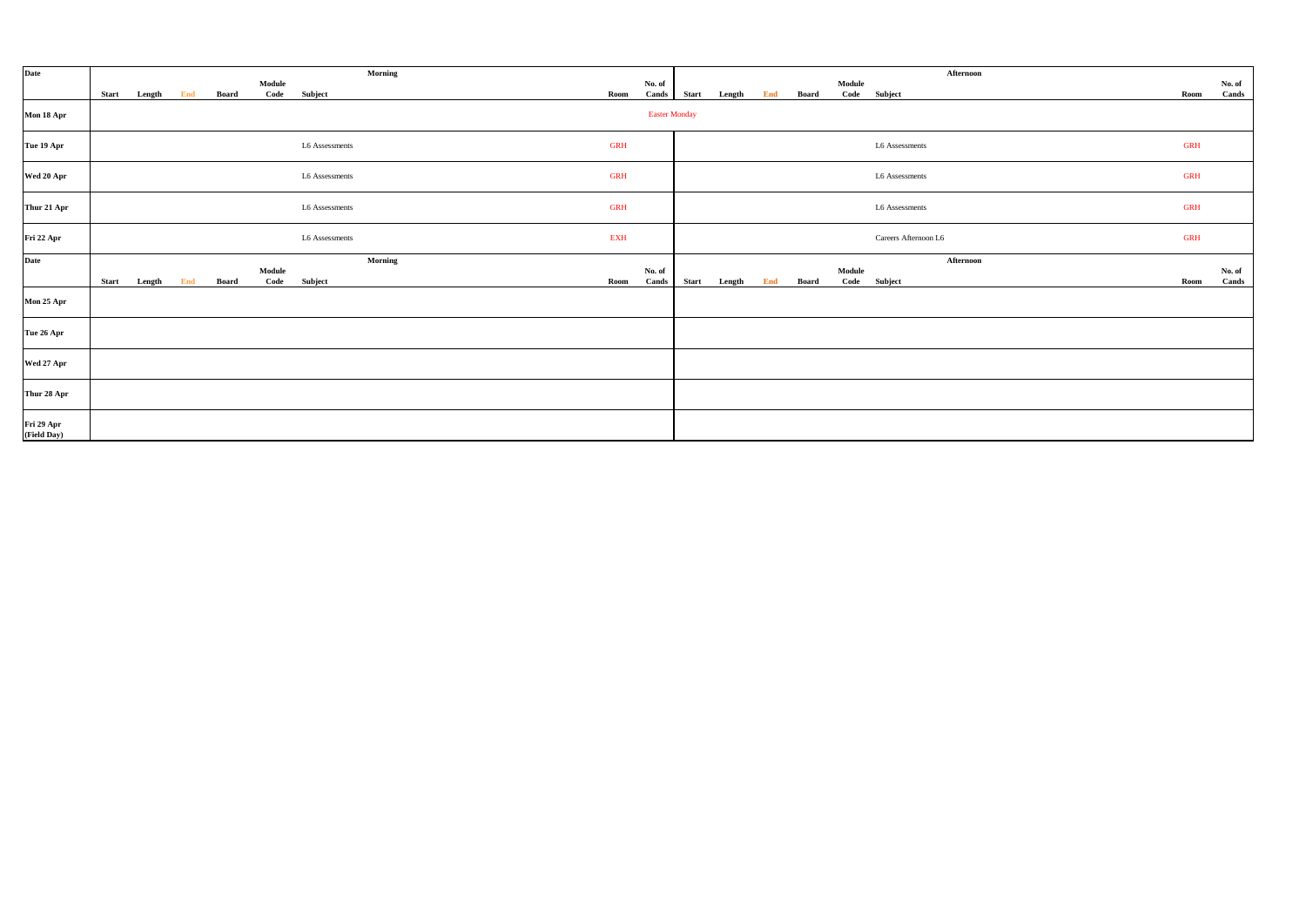| Date | Morning | | | | | | | | Afternoon | | | | | | | |
|---|---|---|---|---|---|---|---|---|---|---|---|---|---|---|---|---|
| | Start | Length | End | Board | Module Code | Subject | Room | No. of Cands | Start | Length | End | Board | Module Code | Subject | Room | No. of Cands |
| Mon 18 Apr | | | | | | Easter Monday | | | | | | | | | | |
| Tue 19 Apr | | | | | | L6 Assessments | GRH | | | | | | | L6 Assessments | GRH | |
| Wed 20 Apr | | | | | | L6 Assessments | GRH | | | | | | | L6 Assessments | GRH | |
| Thur 21 Apr | | | | | | L6 Assessments | GRH | | | | | | | L6 Assessments | GRH | |
| Fri 22 Apr | | | | | | L6 Assessments | EXH | | | | | | | Careers Afternoon L6 | GRH | |

| Date | Morning | | | | | | | | Afternoon | | | | | | | |
|---|---|---|---|---|---|---|---|---|---|---|---|---|---|---|---|---|
| | Start | Length | End | Board | Module Code | Subject | Room | No. of Cands | Start | Length | End | Board | Module Code | Subject | Room | No. of Cands |
| Mon 25 Apr | | | | | | | | | | | | | | | | |
| Tue 26 Apr | | | | | | | | | | | | | | | | |
| Wed 27 Apr | | | | | | | | | | | | | | | | |
| Thur 28 Apr | | | | | | | | | | | | | | | | |
| Fri 29 Apr (Field Day) | | | | | | | | | | | | | | | | |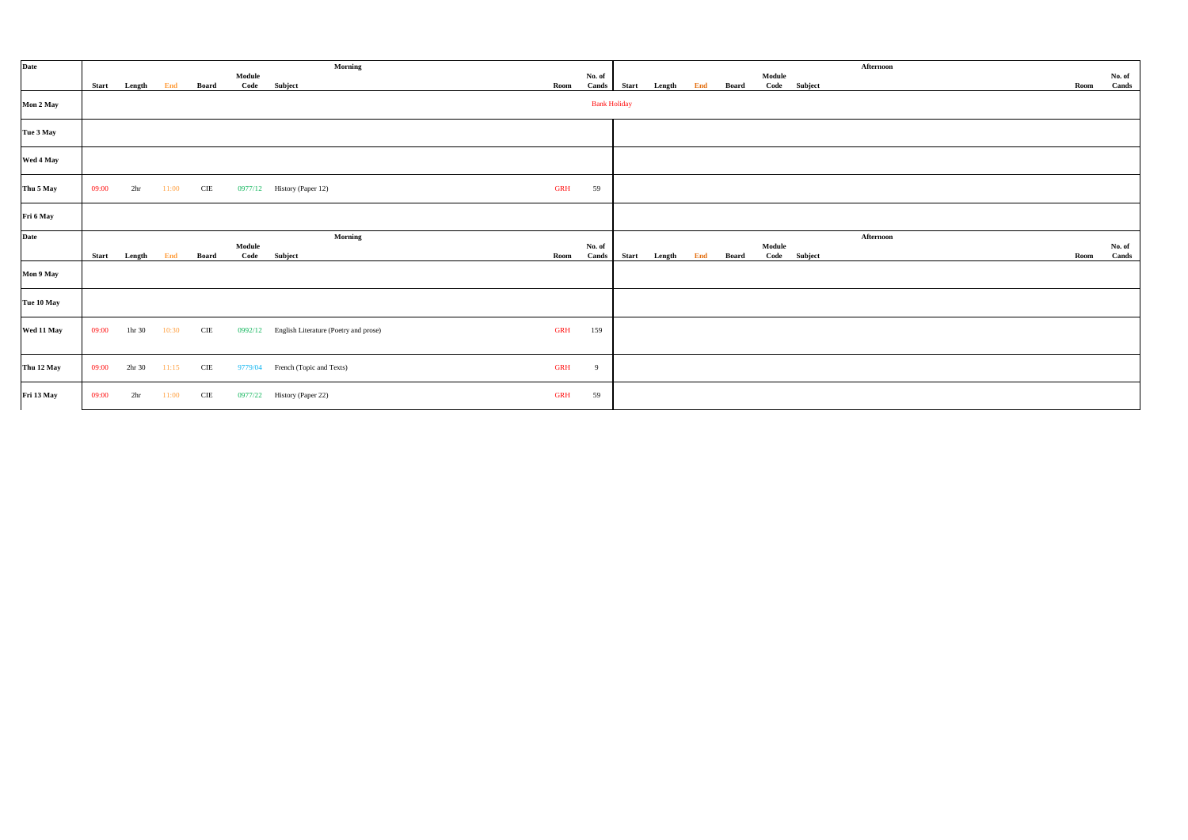| Date | Morning | | | | | | | | Afternoon | | | | | | | |
|---|---|---|---|---|---|---|---|---|---|---|---|---|---|---|---|---|
| | Start | Length | End | Board | Module Code | Subject | Room | No. of Cands | Start | Length | End | Board | Module Code | Subject | Room | No. of Cands |
| Mon 2 May | Bank Holiday | | | | | | | | | | | | | | | |
| Tue 3 May | | | | | | | | | | | | | | | | |
| Wed 4 May | | | | | | | | | | | | | | | | |
| Thu 5 May | 09:00 | 2hr | 11:00 | CIE | 0977/12 | History (Paper 12) | GRH | 59 | | | | | | | | |
| Fri 6 May | | | | | | | | | | | | | | | | |

| Date | Morning | | | | | | | | Afternoon | | | | | | | |
|---|---|---|---|---|---|---|---|---|---|---|---|---|---|---|---|---|
| | Start | Length | End | Board | Module Code | Subject | Room | No. of Cands | Start | Length | End | Board | Module Code | Subject | Room | No. of Cands |
| Mon 9 May | | | | | | | | | | | | | | | | |
| Tue 10 May | | | | | | | | | | | | | | | | |
| Wed 11 May | 09:00 | 1hr 30 | 10:30 | CIE | 0992/12 | English Literature (Poetry and prose) | GRH | 159 | | | | | | | | |
| Thu 12 May | 09:00 | 2hr 30 | 11:15 | CIE | 9779/04 | French (Topic and Texts) | GRH | 9 | | | | | | | | |
| Fri 13 May | 09:00 | 2hr | 11:00 | CIE | 0977/22 | History (Paper 22) | GRH | 59 | | | | | | | | |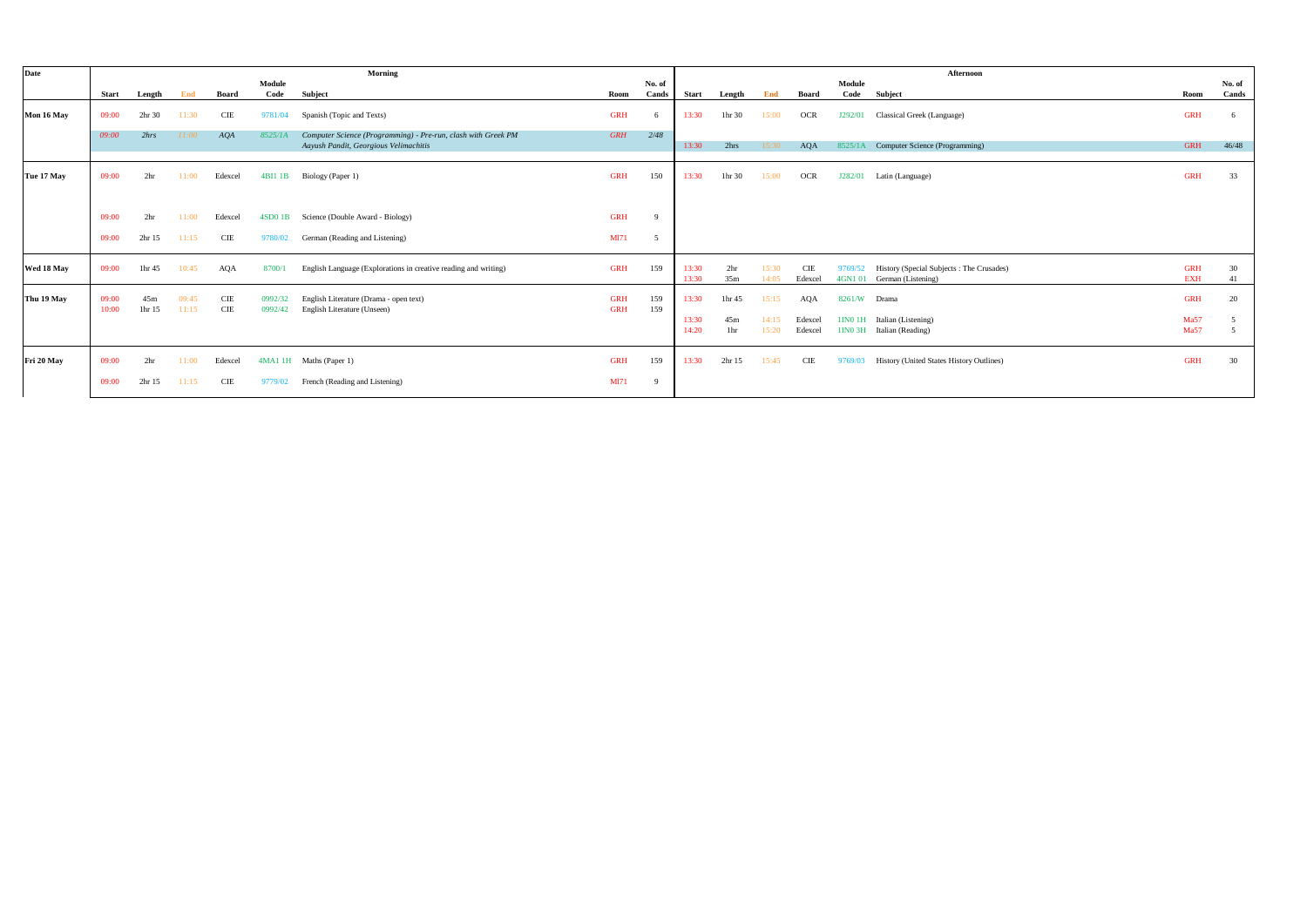| Date | Morning | | | | | | | | Afternoon | | | | | | | |
|---|---|---|---|---|---|---|---|---|---|---|---|---|---|---|---|---|
| | Start | Length | End | Board | Module Code | Subject | Room | No. of Cands | Start | Length | End | Board | Module Code | Subject | Room | No. of Cands |
| Mon 16 May | 09:00 | 2hr 30 | 11:30 | CIE | 9781/04 | Spanish (Topic and Texts) | GRH | 6 | 13:30 | 1hr 30 | 15:00 | OCR | J292/01 | Classical Greek (Language) | GRH | 6 |
| | *09:00* | *2hrs* | *11:00* | *AQA* | *8525/1A* | *Computer Science (Programming) - Pre-run, clash with Greek PM* *Aayush Pandit, Georgious Velimachitis* | *GRH* | *2/48* | 13:30 | 2hrs | 15:30 | AQA | 8525/1A | Computer Science (Programming) | GRH | 46/48 |
| Tue 17 May | 09:00 | 2hr | 11:00 | Edexcel | 4BI1 1B | Biology (Paper 1) | GRH | 150 | 13:30 | 1hr 30 | 15:00 | OCR | J282/01 | Latin (Language) | GRH | 33 |
| | 09:00 | 2hr | 11:00 | Edexcel | 4SD0 1B | Science (Double Award - Biology) | GRH | 9 | | | | | | | | |
| | 09:00 | 2hr 15 | 11:15 | CIE | 9780/02 | German (Reading and Listening) | Ml71 | 5 | | | | | | | | |
| Wed 18 May | 09:00 | 1hr 45 | 10:45 | AQA | 8700/1 | English Language (Explorations in creative reading and writing) | GRH | 159 | 13:30 | 2hr | 15:30 | CIE | 9769/52 | History (Special Subjects : The Crusades) | GRH | 30 |
| | | | | | | | | | 13:30 | 35m | 14:05 | Edexcel | 4GN1 01 | German (Listening) | EXH | 41 |
| Thu 19 May | 09:00 | 45m | 09:45 | CIE | 0992/32 | English Literature (Drama - open text) | GRH | 159 | 13:30 | 1hr 45 | 15:15 | AQA | 8261/W | Drama | GRH | 20 |
| | 10:00 | 1hr 15 | 11:15 | CIE | 0992/42 | English Literature (Unseen) | GRH | 159 | 13:30 | 45m | 14:15 | Edexcel | 1IN0 1H | Italian (Listening) | Ma57 | 5 |
| | | | | | | | | | 14:20 | 1hr | 15:20 | Edexcel | 1IN0 3H | Italian (Reading) | Ma57 | 5 |
| Fri 20 May | 09:00 | 2hr | 11:00 | Edexcel | 4MA1 1H | Maths (Paper 1) | GRH | 159 | 13:30 | 2hr 15 | 15:45 | CIE | 9769/03 | History (United States History Outlines) | GRH | 30 |
| | 09:00 | 2hr 15 | 11:15 | CIE | 9779/02 | French (Reading and Listening) | Ml71 | 9 | | | | | | | | |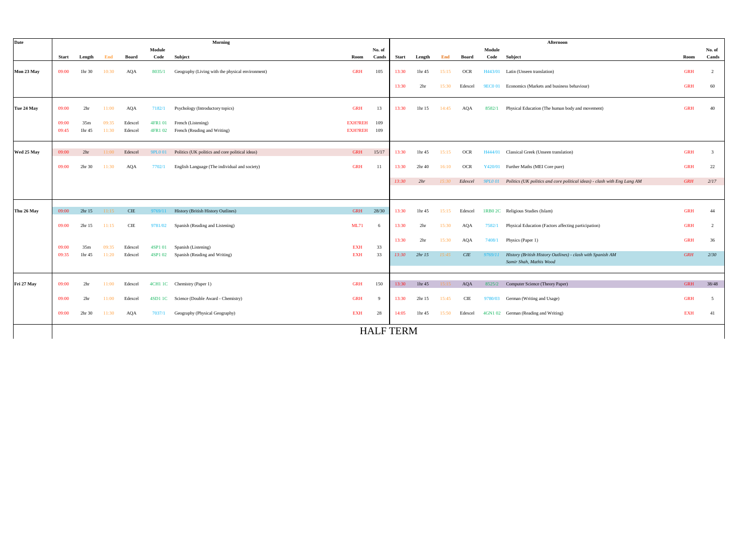| Date | Morning | | | | | | | | Afternoon | | | | | | | |
|---|---|---|---|---|---|---|---|---|---|---|---|---|---|---|---|---|
| | Start | Length | End | Board | Module Code | Subject | Room | No. of Cands | Start | Length | End | Board | Module Code | Subject | Room | No. of Cands |
| Mon 23 May | 09:00 | 1hr 30 | 10:30 | AQA | 8035/1 | Geography (Living with the physical environment) | GRH | 105 | 13:30 | 1hr 45 | 15:15 | OCR | H443/01 | Latin (Unseen translation) | GRH | 2 |
| | | | | | | | | | 13:30 | 2hr | 15:30 | Edexcel | 9EC0 01 | Economics (Markets and business behaviour) | GRH | 60 |
| Tue 24 May | 09:00 | 2hr | 11:00 | AQA | 7182/1 | Psychology (Introductory topics) | GRH | 13 | 13:30 | 1hr 15 | 14:45 | AQA | 8582/1 | Physical Education (The human body and movement) | GRH | 40 |
| | 09:00 | 35m | 09:35 | Edexcel | 4FR1 01 | French (Listening) | EXH?REH | 109 | | | | | | | | |
| | 09:45 | 1hr 45 | 11:30 | Edexcel | 4FR1 02 | French (Reading and Writing) | EXH?REH | 109 | | | | | | | | |
| Wed 25 May | 09:00 | 2hr | 11:00 | Edexcel | 9PL0 01 | Politics (UK politics and core political ideas) | GRH | 15/17 | 13:30 | 1hr 45 | 15:15 | OCR | H444/01 | Classical Greek (Unseen translation) | GRH | 3 |
| | 09:00 | 2hr 30 | 11:30 | AQA | 7702/1 | English Language (The individual and society) | GRH | 11 | 13:30 | 2hr 40 | 16:10 | OCR | Y420/01 | Further Maths (MEI Core pure) | GRH | 22 |
| | | | | | | | | | *13:30* | *2hr* | *15:30* | *Edexcel* | *9PL0 01* | *Politics (UK politics and core political ideas) - clash with Eng Lang AM* | *GRH* | *2/17* |
| Thu 26 May | 09:00 | 2hr 15 | 11:15 | CIE | 9769/11 | History (British History Outlines) | GRH | 28/30 | 13:30 | 1hr 45 | 15:15 | Edexcel | 1RB0 2C | Religious Studies (Islam) | GRH | 44 |
| | 09:00 | 2hr 15 | 11:15 | CIE | 9781/02 | Spanish (Reading and Listening) | ML71 | 6 | 13:30 | 2hr | 15:30 | AQA | 7582/1 | Physical Education (Factors affecting participation) | GRH | 2 |
| | | | | | | | | | 13:30 | 2hr | 15:30 | AQA | 7408/1 | Physics (Paper 1) | GRH | 36 |
| | 09:00 | 35m | 09:35 | Edexcel | 4SP1 01 | Spanish (Listening) | EXH | 33 | *13:30* | *2hr 15* | *15:45* | *CIE* | *9769/11* | *History (British History Outlines) - clash with Spanish AM Samir Shah, Mathis Wood* | *GRH* | *2/30* |
| | 09:35 | 1hr 45 | 11:20 | Edexcel | 4SP1 02 | Spanish (Reading and Writing) | EXH | 33 | | | | | | | | |
| Fri 27 May | 09:00 | 2hr | 11:00 | Edexcel | 4CH1 1C | Chemistry (Paper 1) | GRH | 150 | 13:30 | 1hr 45 | 15:15 | AQA | 8525/2 | Computer Science (Theory Paper) | GRH | 38/48 |
| | 09:00 | 2hr | 11:00 | Edexcel | 4SD1 1C | Science (Double Award - Chemistry) | GRH | 9 | 13:30 | 2hr 15 | 15:45 | CIE | 9780/03 | German (Writing and Usage) | GRH | 5 |
| | 09:00 | 2hr 30 | 11:30 | AQA | 7037/1 | Geography (Physical Geography) | EXH | 28 | 14:05 | 1hr 45 | 15:50 | Edexcel | 4GN1 02 | German (Reading and Writing) | EXH | 41 |
| | HALF TERM | | | | | | | | | | | | | | | |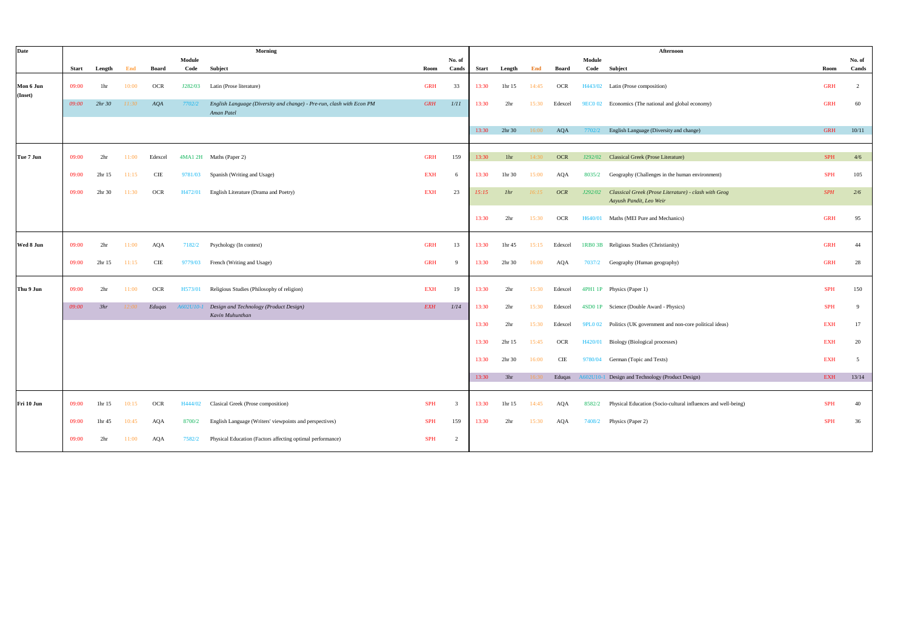| Date | Morning | | | | | | | | Afternoon | | | | | | | |
|---|---|---|---|---|---|---|---|---|---|---|---|---|---|---|---|---|
| | Start | Length | End | Board | Module Code | Subject | Room | No. of Cands | Start | Length | End | Board | Module Code | Subject | Room | No. of Cands |
| Mon 6 Jun (Inset) | 09:00 | 1hr | 10:00 | OCR | J282/03 | Latin (Prose literature) | GRH | 33 | 13:30 | 1hr 15 | 14:45 | OCR | H443/02 | Latin (Prose composition) | GRH | 2 |
| | *09:00* | *2hr 30* | *11:30* | *AQA* | *7702/2* | *English Language (Diversity and change) - Pre-run, clash with Econ PM Aman Patel* | *GRH* | *1/11* | 13:30 | 2hr | 15:30 | Edexcel | 9EC0 02 | Economics (The national and global economy) | GRH | 60 |
| | | | | | | | | | 13:30 | 2hr 30 | 16:00 | AQA | 7702/2 | English Language (Diversity and change) | GRH | 10/11 |
| Tue 7 Jun | 09:00 | 2hr | 11:00 | Edexcel | 4MA1 2H | Maths (Paper 2) | GRH | 159 | 13:30 | 1hr | 14:30 | OCR | J292/02 | Classical Greek (Prose Literature) | SPH | 4/6 |
| | 09:00 | 2hr 15 | 11:15 | CIE | 9781/03 | Spanish (Writing and Usage) | EXH | 6 | 13:30 | 1hr 30 | 15:00 | AQA | 8035/2 | Geography (Challenges in the human environment) | SPH | 105 |
| | 09:00 | 2hr 30 | 11:30 | OCR | H472/01 | English Literature (Drama and Poetry) | EXH | 23 | *15:15* | *1hr* | *16:15* | *OCR* | *J292/02* | *Classical Greek (Prose Literature) - clash with Geog Aayush Pandit, Leo Weir* | *SPH* | *2/6* |
| | | | | | | | | | 13:30 | 2hr | 15:30 | OCR | H640/01 | Maths (MEI Pure and Mechanics) | GRH | 95 |
| Wed 8 Jun | 09:00 | 2hr | 11:00 | AQA | 7182/2 | Psychology (In context) | GRH | 13 | 13:30 | 1hr 45 | 15:15 | Edexcel | 1RB0 3B | Religious Studies (Christianity) | GRH | 44 |
| | 09:00 | 2hr 15 | 11:15 | CIE | 9779/03 | French (Writing and Usage) | GRH | 9 | 13:30 | 2hr 30 | 16:00 | AQA | 7037/2 | Geography (Human geography) | GRH | 28 |
| Thu 9 Jun | 09:00 | 2hr | 11:00 | OCR | H573/01 | Religious Studies (Philosophy of religion) | EXH | 19 | 13:30 | 2hr | 15:30 | Edexcel | 4PH1 1P | Physics (Paper 1) | SPH | 150 |
| | *09:00* | *3hr* | *12:00* | *Eduqas* | *A602U10-1* | *Design and Technology (Product Design) Kavin Muhunthan* | *EXH* | *1/14* | 13:30 | 2hr | 15:30 | Edexcel | 4SD0 1P | Science (Double Award - Physics) | SPH | 9 |
| | | | | | | | | | 13:30 | 2hr | 15:30 | Edexcel | 9PL0 02 | Politics (UK government and non-core political ideas) | EXH | 17 |
| | | | | | | | | | 13:30 | 2hr 15 | 15:45 | OCR | H420/01 | Biology (Biological processes) | EXH | 20 |
| | | | | | | | | | 13:30 | 2hr 30 | 16:00 | CIE | 9780/04 | German (Topic and Texts) | EXH | 5 |
| | | | | | | | | | 13:30 | 3hr | 16:30 | Eduqas | A602U10-1 | Design and Technology (Product Design) | EXH | 13/14 |
| Fri 10 Jun | 09:00 | 1hr 15 | 10:15 | OCR | H444/02 | Clasical Greek (Prose composition) | SPH | 3 | 13:30 | 1hr 15 | 14:45 | AQA | 8582/2 | Physical Education (Socio-cultural influences and well-being) | SPH | 40 |
| | 09:00 | 1hr 45 | 10:45 | AQA | 8700/2 | English Language (Writers' viewpoints and perspectives) | SPH | 159 | 13:30 | 2hr | 15:30 | AQA | 7408/2 | Physics (Paper 2) | SPH | 36 |
| | 09:00 | 2hr | 11:00 | AQA | 7582/2 | Physical Education (Factors affecting optimal performance) | SPH | 2 | | | | | | | | |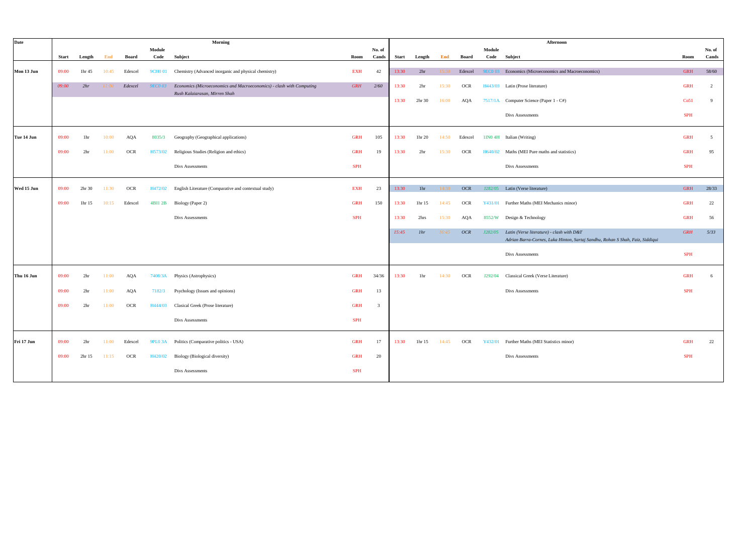| Date | Morning | | | | | | | | Afternoon | | | | | | | |
|---|---|---|---|---|---|---|---|---|---|---|---|---|---|---|---|---|
| | Start | Length | End | Board | Module Code | Subject | Room | No. of Cands | Start | Length | End | Board | Module Code | Subject | Room | No. of Cands |
| Mon 13 Jun | 09:00 | 1hr 45 | 10:45 | Edexcel | 9CH0 01 | Chemistry (Advanced inorganic and physical chemistry) | EXH | 42 | 13:30 | 2hr | 15:30 | Edexcel | 9EC0 03 | Economics (Microeconomics and Macroeconomics) | GRH | 58/60 |
| | *09:00* | *2hr* | *11:00* | *Edexcel* | *9EC0 03* | *Economics (Microeconomics and Macroeconomics) - clash with Computing Rush Kalaiarasan, Mirren Shah* | *GRH* | *2/60* | 13:30 | 2hr | 15:30 | OCR | H443/03 | Latin (Prose literature) | GRH | 2 |
| | | | | | | | | | 13:30 | 2hr 30 | 16:00 | AQA | 7517/1A | Computer Science (Paper 1 - C#) | Co51 | 9 |
| | | | | | | | | | | | | | | Divs Assessments | SPH | |
| Tue 14 Jun | 09:00 | 1hr | 10:00 | AQA | 8035/3 | Geography (Geographical applications) | GRH | 105 | 13:30 | 1hr 20 | 14:50 | Edexcel | 1IN0 4H | Italian (Writing) | GRH | 5 |
| | 09:00 | 2hr | 11:00 | OCR | H573/02 | Religious Studies (Religion and ethics) | GRH | 19 | 13:30 | 2hr | 15:30 | OCR | H640/02 | Maths (MEI Pure maths and statistics) | GRH | 95 |
| | | | | | | Divs Assessments | SPH | | | | | | | Divs Assessments | SPH | |
| Wed 15 Jun | 09:00 | 2hr 30 | 11:30 | OCR | H472/02 | English Literature (Comparative and contextual study) | EXH | 23 | 13:30 | 1hr | 14:30 | OCR | J282/05 | Latin (Verse literature) | GRH | 28/33 |
| | 09:00 | 1hr 15 | 10:15 | Edexcel | 4BI1 2B | Biology (Paper 2) | GRH | 150 | 13:30 | 1hr 15 | 14:45 | OCR | Y431/01 | Further Maths (MEI Mechanics minor) | GRH | 22 |
| | | | | | | Divs Assessments | SPH | | 13:30 | 2hrs | 15:30 | AQA | 8552/W | Design & Technology | GRH | 56 |
| | | | | | | | | | *15:45* | *1hr* | *16:45* | *OCR* | *J282/05* | *Latin (Verse literature) - clash with D&T Adrian Barra-Cornes, Luka Hinton, Sartaj Sandhu, Rohan S Shah, Faiz, Siddiqui* | *GRH* | *5/33* |
| | | | | | | | | | | | | | | Divs Assessments | SPH | |
| Thu 16 Jun | 09:00 | 2hr | 11:00 | AQA | 7408/3A | Physics (Astrophysics) | GRH | 34/36 | 13:30 | 1hr | 14:30 | OCR | J292/04 | Classical Greek (Verse Literature) | GRH | 6 |
| | 09:00 | 2hr | 11:00 | AQA | 7182/3 | Psychology (Issues and opinions) | GRH | 13 | | | | | | Divs Assessments | SPH | |
| | 09:00 | 2hr | 11:00 | OCR | H444/03 | Clasical Greek (Prose literature) | GRH | 3 | | | | | | | | |
| | | | | | | Divs Assessments | SPH | | | | | | | | | |
| Fri 17 Jun | 09:00 | 2hr | 11:00 | Edexcel | 9PL0 3A | Politics (Comparative politics - USA) | GRH | 17 | 13:30 | 1hr 15 | 14:45 | OCR | Y432/01 | Further Maths (MEI Statistics minor) | GRH | 22 |
| | 09:00 | 2hr 15 | 11:15 | OCR | H420/02 | Biology (Biological diversity) | GRH | 20 | | | | | | Divs Assessments | SPH | |
| | | | | | | Divs Assessments | SPH | | | | | | | | | |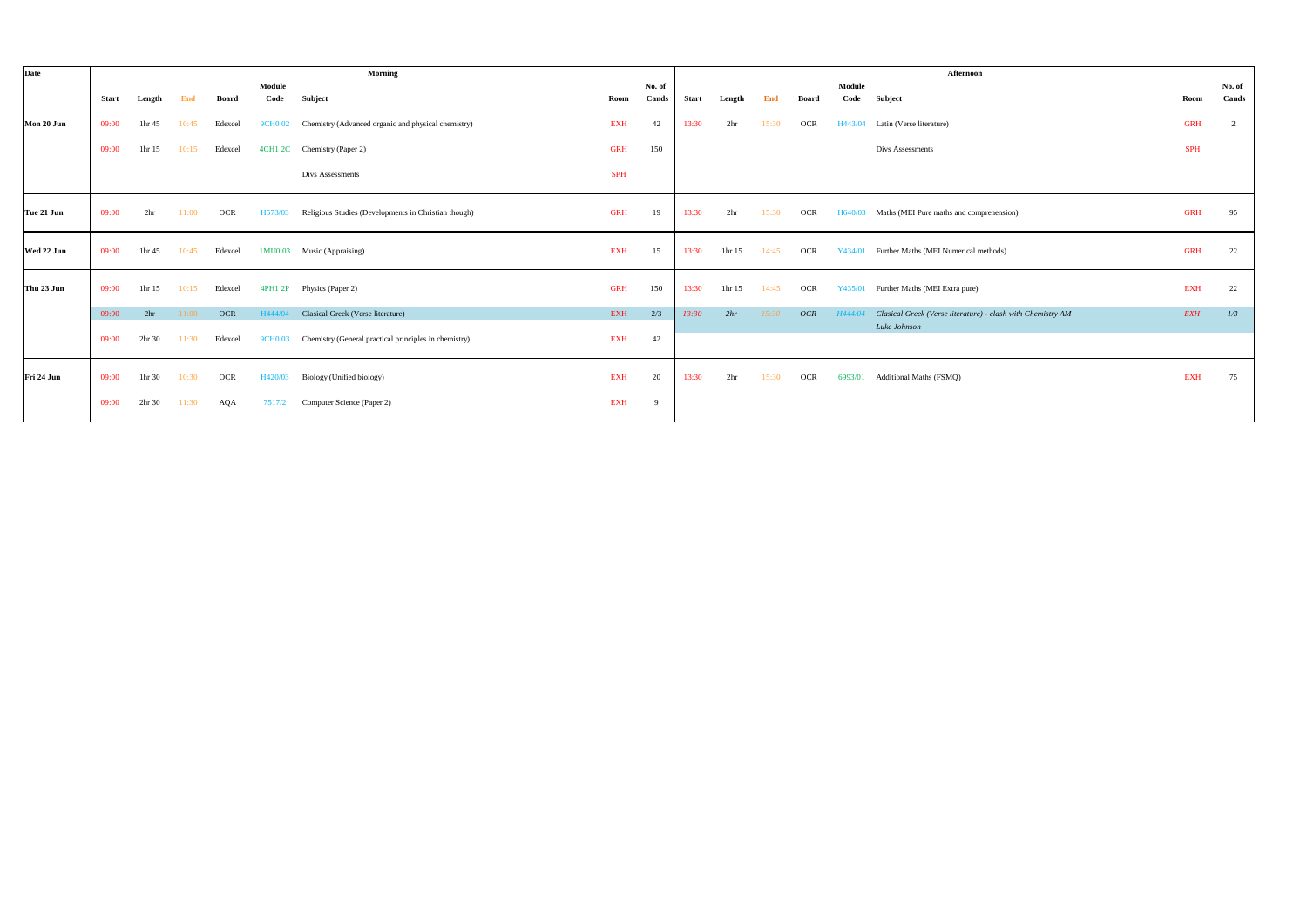| Date | Morning | | | | | | | | Afternoon | | | | | | | |
|---|---|---|---|---|---|---|---|---|---|---|---|---|---|---|---|---|
| | Start | Length | End | Board | Module Code | Subject | Room | No. of Cands | Start | Length | End | Board | Module Code | Subject | Room | No. of Cands |
| Mon 20 Jun | 09:00 | 1hr 45 | 10:45 | Edexcel | 9CH0 02 | Chemistry (Advanced organic and physical chemistry) | EXH | 42 | 13:30 | 2hr | 15:30 | OCR | H443/04 | Latin (Verse literature) | GRH | 2 |
| | 09:00 | 1hr 15 | 10:15 | Edexcel | 4CH1 2C | Chemistry (Paper 2) | GRH | 150 | | | | | | Divs Assessments | SPH | |
| | | | | | | Divs Assessments | SPH | | | | | | | | | |
| Tue 21 Jun | 09:00 | 2hr | 11:00 | OCR | H573/03 | Religious Studies (Developments in Christian though) | GRH | 19 | 13:30 | 2hr | 15:30 | OCR | H640/03 | Maths (MEI Pure maths and comprehension) | GRH | 95 |
| Wed 22 Jun | 09:00 | 1hr 45 | 10:45 | Edexcel | 1MU0 03 | Music (Appraising) | EXH | 15 | 13:30 | 1hr 15 | 14:45 | OCR | Y434/01 | Further Maths (MEI Numerical methods) | GRH | 22 |
| Thu 23 Jun | 09:00 | 1hr 15 | 10:15 | Edexcel | 4PH1 2P | Physics (Paper 2) | GRH | 150 | 13:30 | 1hr 15 | 14:45 | OCR | Y435/01 | Further Maths (MEI Extra pure) | EXH | 22 |
| | 09:00 | 2hr | 11:00 | OCR | H444/04 | Clasical Greek (Verse literature) | EXH | 2/3 | *13:30* | *2hr* | *15:30* | *OCR* | *H444/04* | *Clasical Greek (Verse literature) - clash with Chemistry AM Luke Johnson* | *EXH* | *1/3* |
| | 09:00 | 2hr 30 | 11:30 | Edexcel | 9CH0 03 | Chemistry (General practical principles in chemistry) | EXH | 42 | | | | | | | | |
| Fri 24 Jun | 09:00 | 1hr 30 | 10:30 | OCR | H420/03 | Biology (Unified biology) | EXH | 20 | 13:30 | 2hr | 15:30 | OCR | 6993/01 | Additional Maths (FSMQ) | EXH | 75 |
| | 09:00 | 2hr 30 | 11:30 | AQA | 7517/2 | Computer Science (Paper 2) | EXH | 9 | | | | | | | | |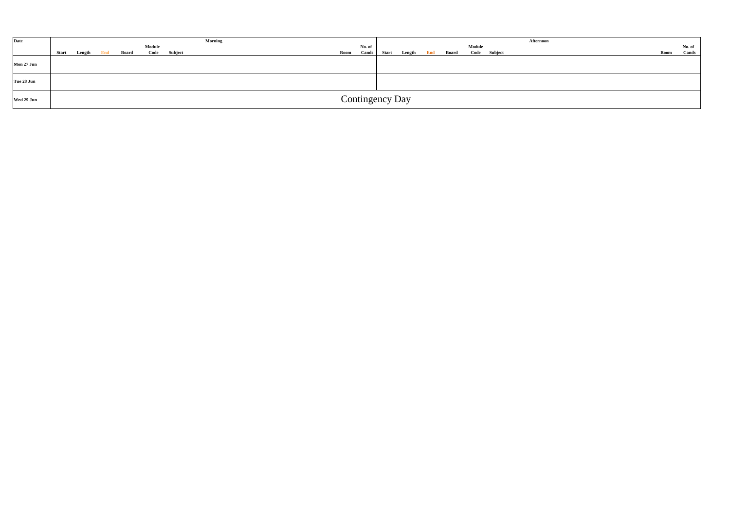| Date | Morning | | | | | | | | Afternoon | | | | | | | |
|---|---|---|---|---|---|---|---|---|---|---|---|---|---|---|---|---|
| | Start | Length | End | Board | Module Code | Subject | Room | No. of Cands | Start | Length | End | Board | Module Code | Subject | Room | No. of Cands |
| Mon 27 Jun | | | | | | | | | | | | | | | | |
| Tue 28 Jun | | | | | | | | | | | | | | | | |
| Wed 29 Jun | Contingency Day | | | | | | | | | | | | | | | |